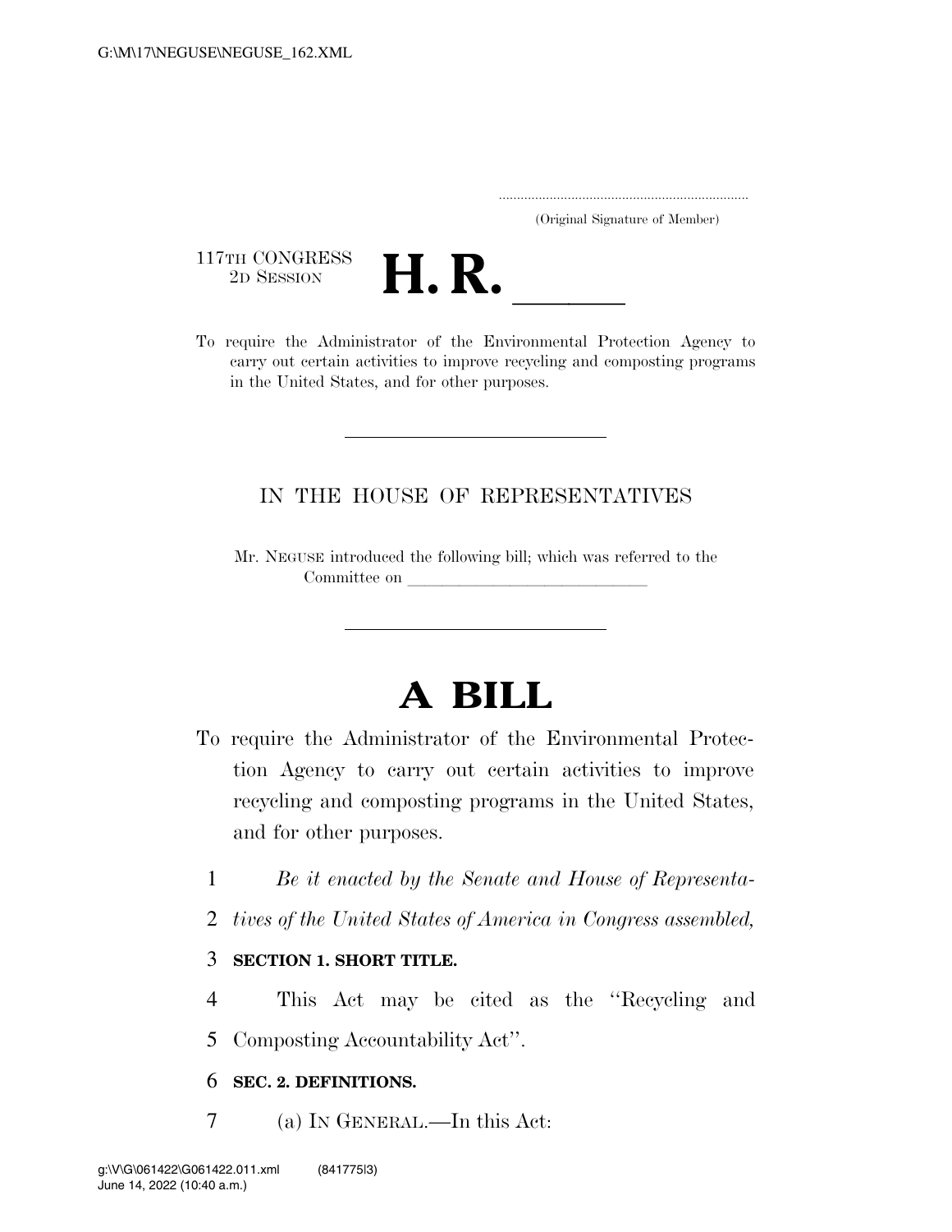(Original Signature of Member)

117TH CONGRESS
2D SESSION

# H. R. ____

To require the Administrator of the Environmental Protection Agency to carry out certain activities to improve recycling and composting programs in the United States, and for other purposes.

IN THE HOUSE OF REPRESENTATIVES

Mr. NEGUSE introduced the following bill; which was referred to the Committee on ______________________________

# A BILL

To require the Administrator of the Environmental Protection Agency to carry out certain activities to improve recycling and composting programs in the United States, and for other purposes.

1 *Be it enacted by the Senate and House of Representa-*
2 *tives of the United States of America in Congress assembled,*

3 **SECTION 1. SHORT TITLE.**

4 This Act may be cited as the ''Recycling and
5 Composting Accountability Act''.

6 **SEC. 2. DEFINITIONS.**

7 (a) IN GENERAL.—In this Act: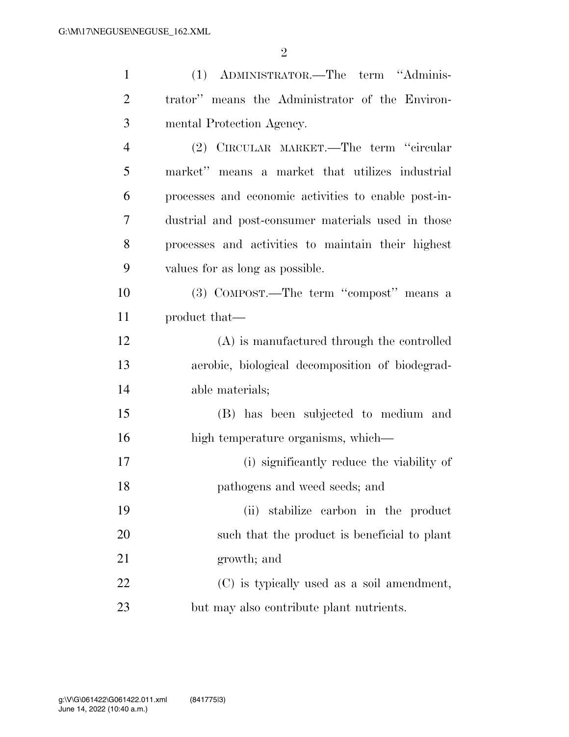(1) ADMINISTRATOR.—The term "Administrator" means the Administrator of the Environmental Protection Agency.

(2) CIRCULAR MARKET.—The term "circular market" means a market that utilizes industrial processes and economic activities to enable post-industrial and post-consumer materials used in those processes and activities to maintain their highest values for as long as possible.

(3) COMPOST.—The term "compost" means a product that—

(A) is manufactured through the controlled aerobic, biological decomposition of biodegradable materials;

(B) has been subjected to medium and high temperature organisms, which—

(i) significantly reduce the viability of pathogens and weed seeds; and

(ii) stabilize carbon in the product such that the product is beneficial to plant growth; and

(C) is typically used as a soil amendment, but may also contribute plant nutrients.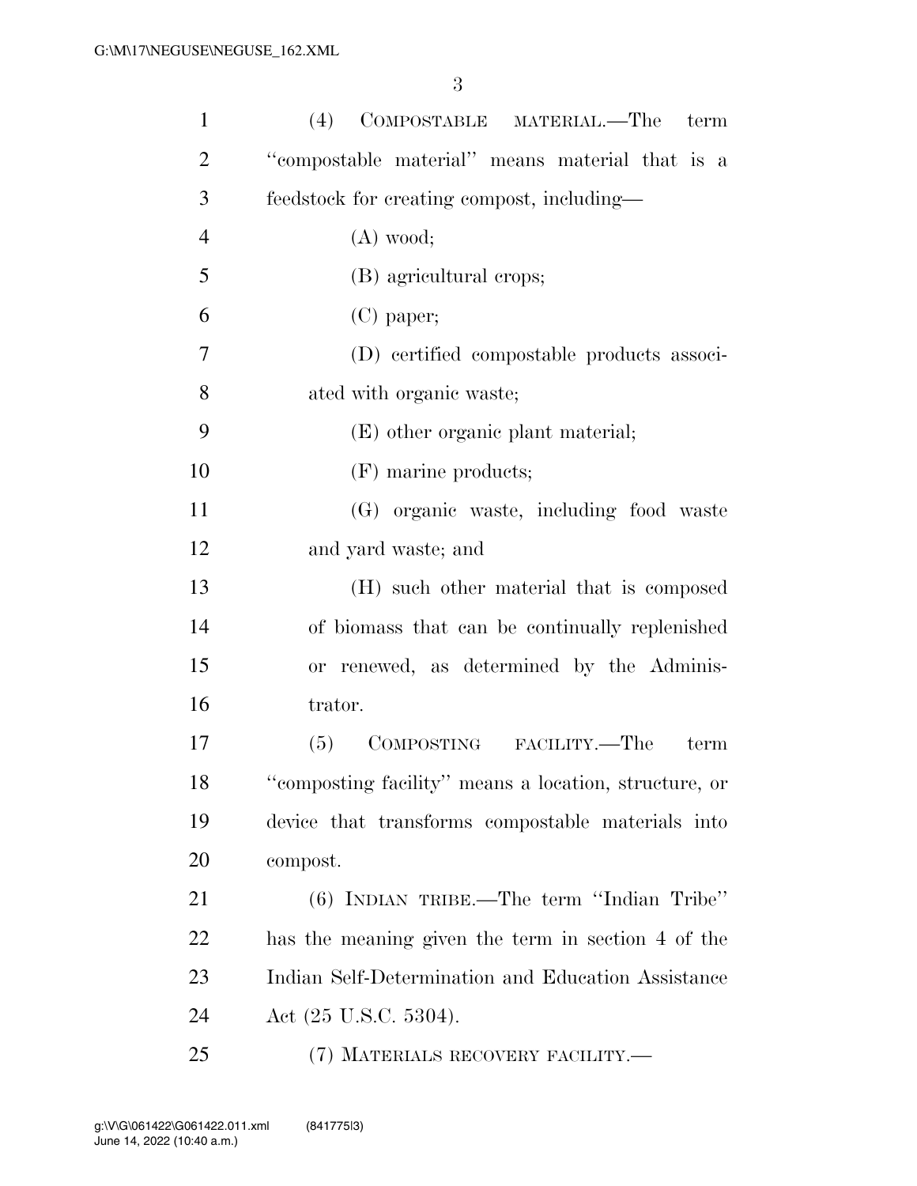(4) COMPOSTABLE MATERIAL.—The term "compostable material" means material that is a feedstock for creating compost, including—

(A) wood;

(B) agricultural crops;

(C) paper;

(D) certified compostable products associated with organic waste;

(E) other organic plant material;

(F) marine products;

(G) organic waste, including food waste and yard waste; and

(H) such other material that is composed of biomass that can be continually replenished or renewed, as determined by the Administrator.

(5) COMPOSTING FACILITY.—The term "composting facility" means a location, structure, or device that transforms compostable materials into compost.

(6) INDIAN TRIBE.—The term "Indian Tribe" has the meaning given the term in section 4 of the Indian Self-Determination and Education Assistance Act (25 U.S.C. 5304).

(7) MATERIALS RECOVERY FACILITY.—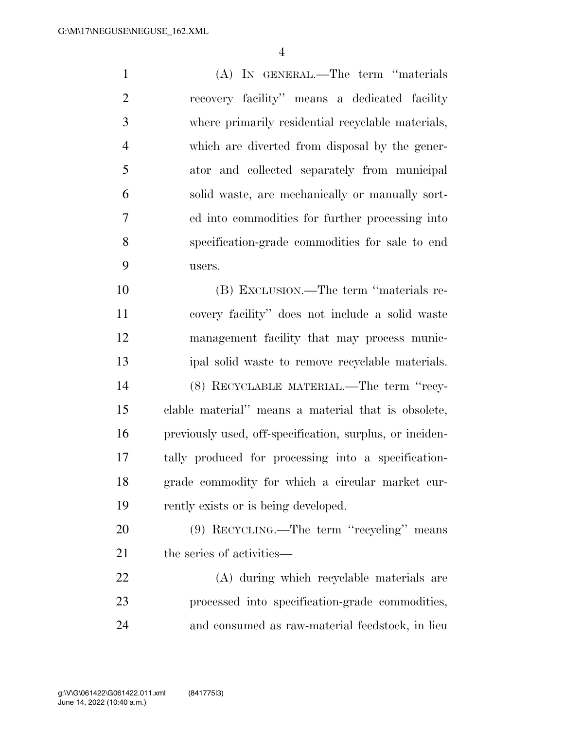(A) IN GENERAL.—The term "materials recovery facility" means a dedicated facility where primarily residential recyclable materials, which are diverted from disposal by the generator and collected separately from municipal solid waste, are mechanically or manually sorted into commodities for further processing into specification-grade commodities for sale to end users.

(B) EXCLUSION.—The term "materials recovery facility" does not include a solid waste management facility that may process municipal solid waste to remove recyclable materials.

(8) RECYCLABLE MATERIAL.—The term "recyclable material" means a material that is obsolete, previously used, off-specification, surplus, or incidentally produced for processing into a specification-grade commodity for which a circular market currently exists or is being developed.

(9) RECYCLING.—The term "recycling" means the series of activities—

(A) during which recyclable materials are processed into specification-grade commodities, and consumed as raw-material feedstock, in lieu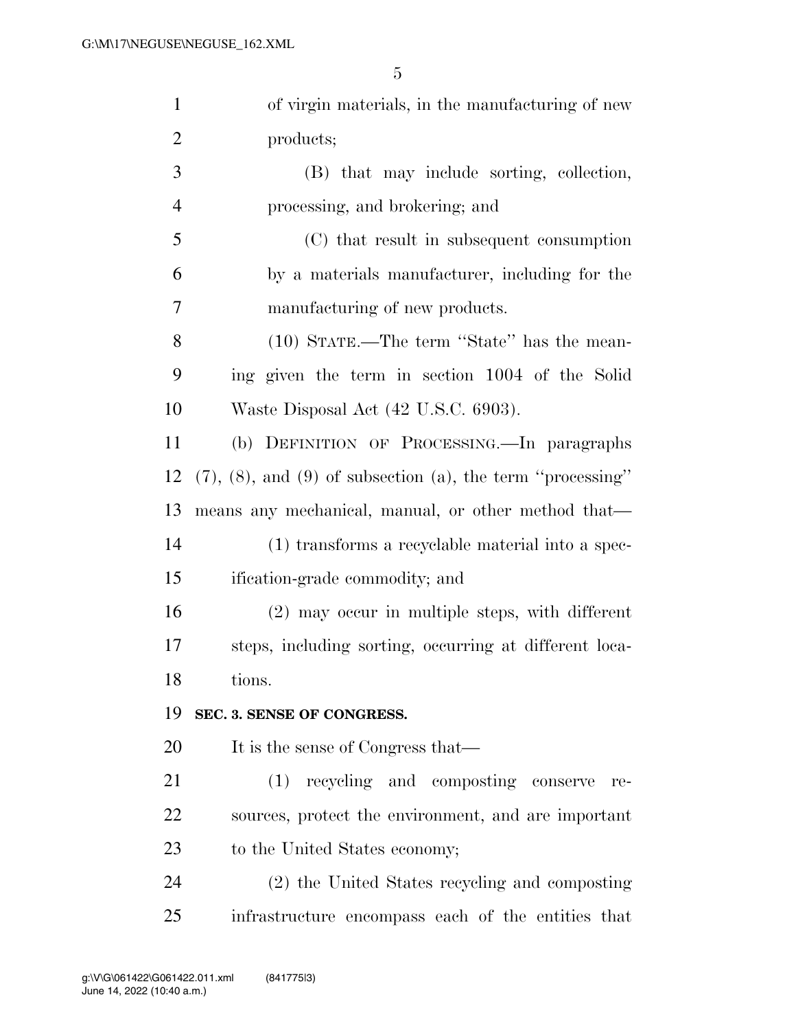of virgin materials, in the manufacturing of new products;

(B) that may include sorting, collection, processing, and brokering; and

(C) that result in subsequent consumption by a materials manufacturer, including for the manufacturing of new products.

(10) STATE.—The term "State" has the meaning given the term in section 1004 of the Solid Waste Disposal Act (42 U.S.C. 6903).

(b) DEFINITION OF PROCESSING.—In paragraphs (7), (8), and (9) of subsection (a), the term "processing" means any mechanical, manual, or other method that—

(1) transforms a recyclable material into a specification-grade commodity; and

(2) may occur in multiple steps, with different steps, including sorting, occurring at different locations.

**SEC. 3. SENSE OF CONGRESS.**

It is the sense of Congress that—

(1) recycling and composting conserve resources, protect the environment, and are important to the United States economy;

(2) the United States recycling and composting infrastructure encompass each of the entities that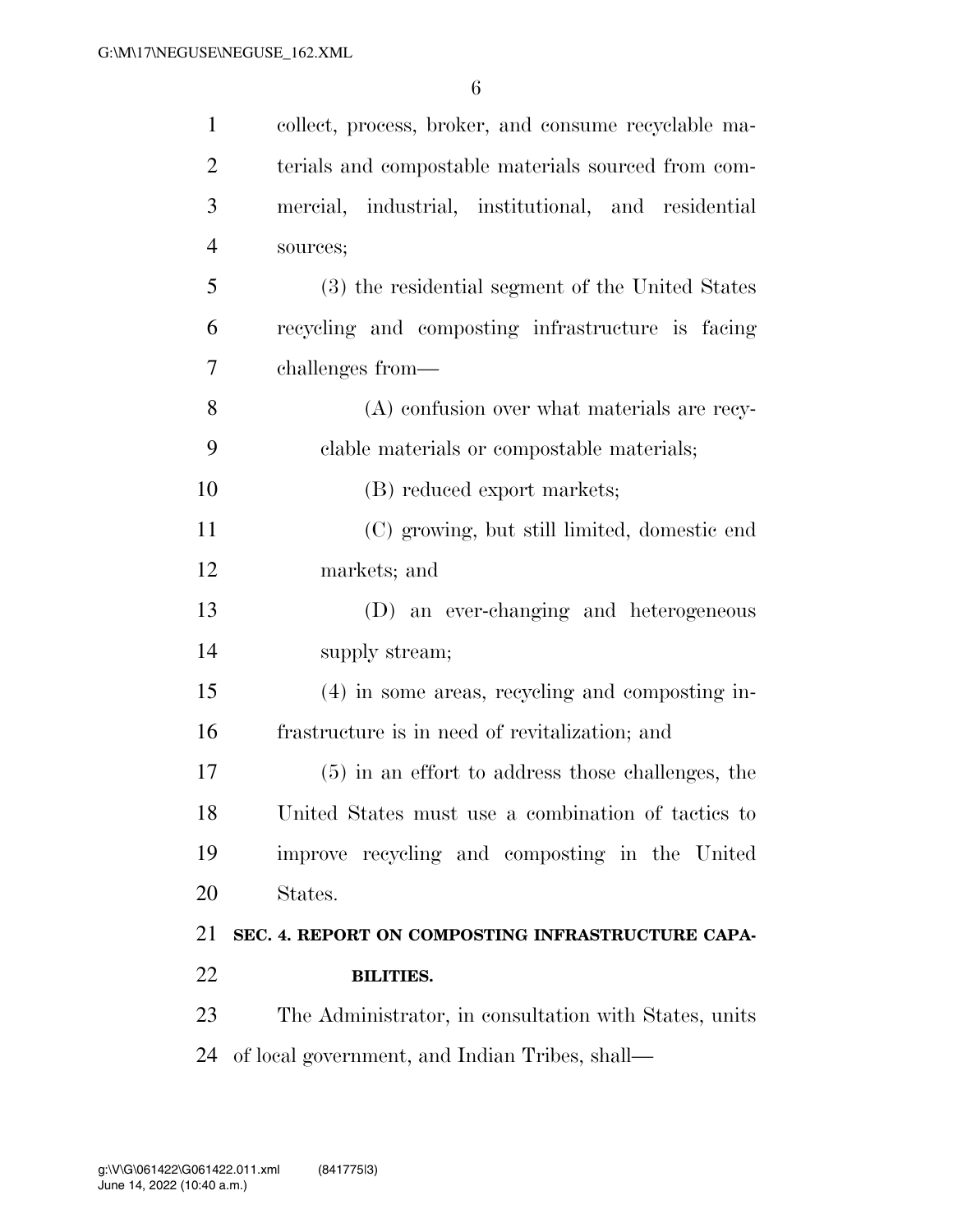collect, process, broker, and consume recyclable materials and compostable materials sourced from commercial, industrial, institutional, and residential sources;

(3) the residential segment of the United States recycling and composting infrastructure is facing challenges from—

(A) confusion over what materials are recyclable materials or compostable materials;

(B) reduced export markets;

(C) growing, but still limited, domestic end markets; and

(D) an ever-changing and heterogeneous supply stream;

(4) in some areas, recycling and composting infrastructure is in need of revitalization; and

(5) in an effort to address those challenges, the United States must use a combination of tactics to improve recycling and composting in the United States.

**SEC. 4. REPORT ON COMPOSTING INFRASTRUCTURE CAPABILITIES.**

The Administrator, in consultation with States, units of local government, and Indian Tribes, shall—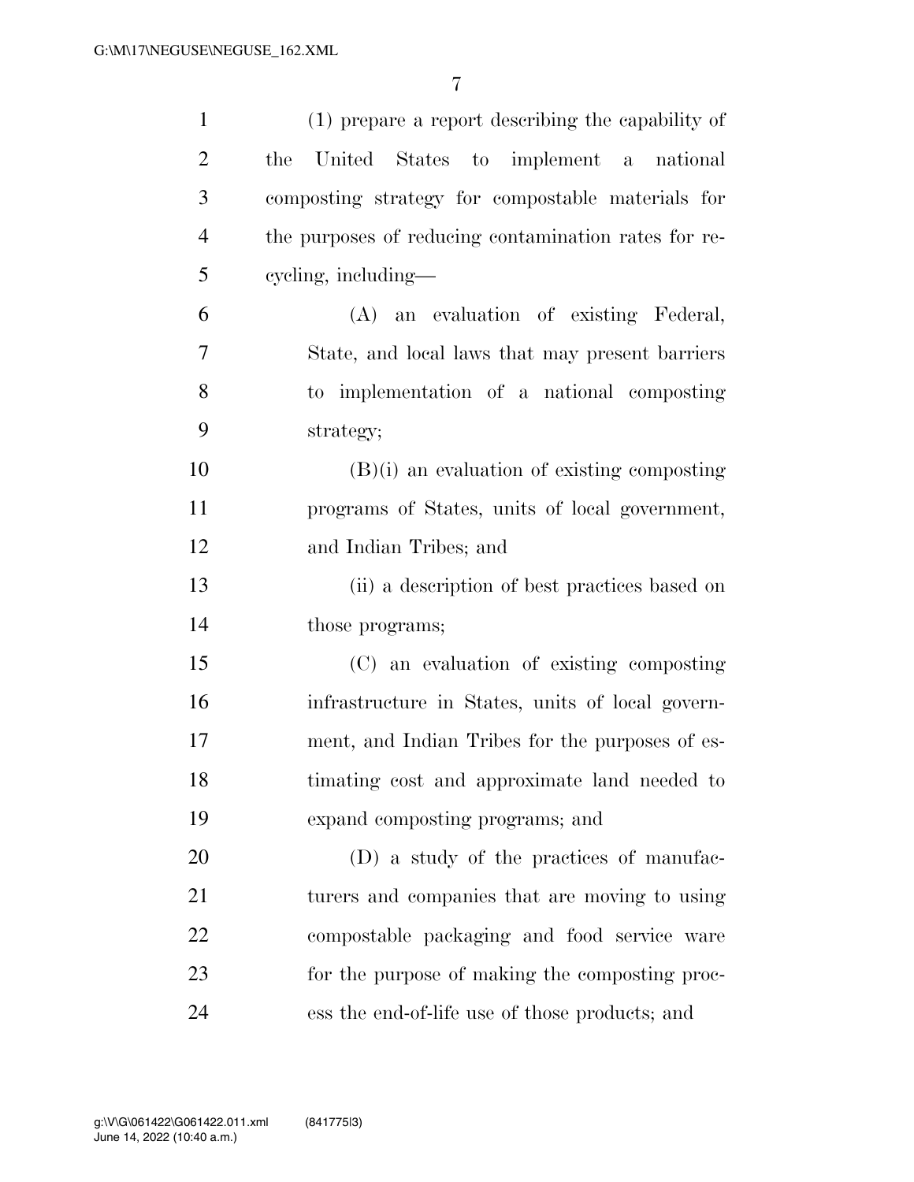(1) prepare a report describing the capability of the United States to implement a national composting strategy for compostable materials for the purposes of reducing contamination rates for recycling, including—

(A) an evaluation of existing Federal, State, and local laws that may present barriers to implementation of a national composting strategy;

(B)(i) an evaluation of existing composting programs of States, units of local government, and Indian Tribes; and

(ii) a description of best practices based on those programs;

(C) an evaluation of existing composting infrastructure in States, units of local government, and Indian Tribes for the purposes of estimating cost and approximate land needed to expand composting programs; and

(D) a study of the practices of manufacturers and companies that are moving to using compostable packaging and food service ware for the purpose of making the composting process the end-of-life use of those products; and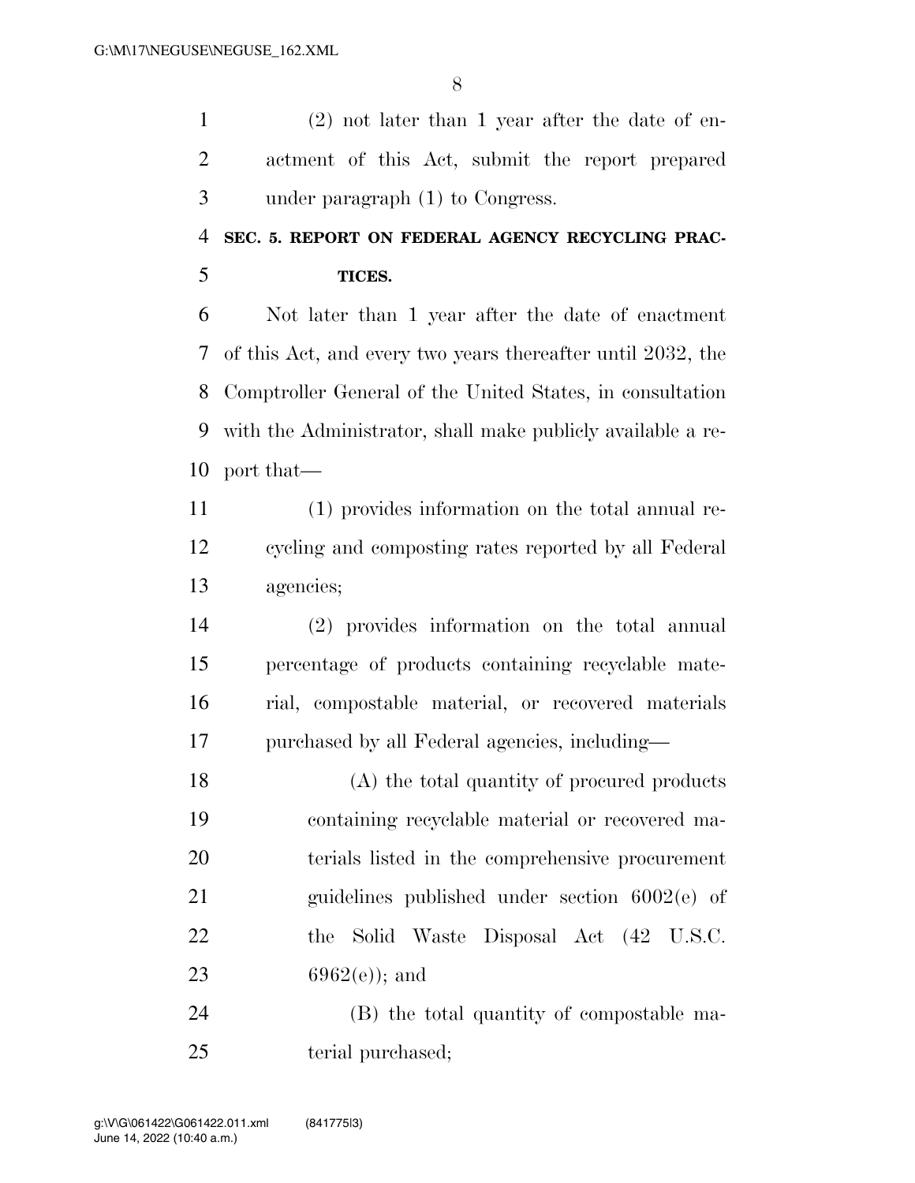(2) not later than 1 year after the date of enactment of this Act, submit the report prepared under paragraph (1) to Congress.

## SEC. 5. REPORT ON FEDERAL AGENCY RECYCLING PRACTICES.

Not later than 1 year after the date of enactment of this Act, and every two years thereafter until 2032, the Comptroller General of the United States, in consultation with the Administrator, shall make publicly available a report that—

(1) provides information on the total annual recycling and composting rates reported by all Federal agencies;

(2) provides information on the total annual percentage of products containing recyclable material, compostable material, or recovered materials purchased by all Federal agencies, including—

(A) the total quantity of procured products containing recyclable material or recovered materials listed in the comprehensive procurement guidelines published under section 6002(e) of the Solid Waste Disposal Act (42 U.S.C. 6962(e)); and

(B) the total quantity of compostable material purchased;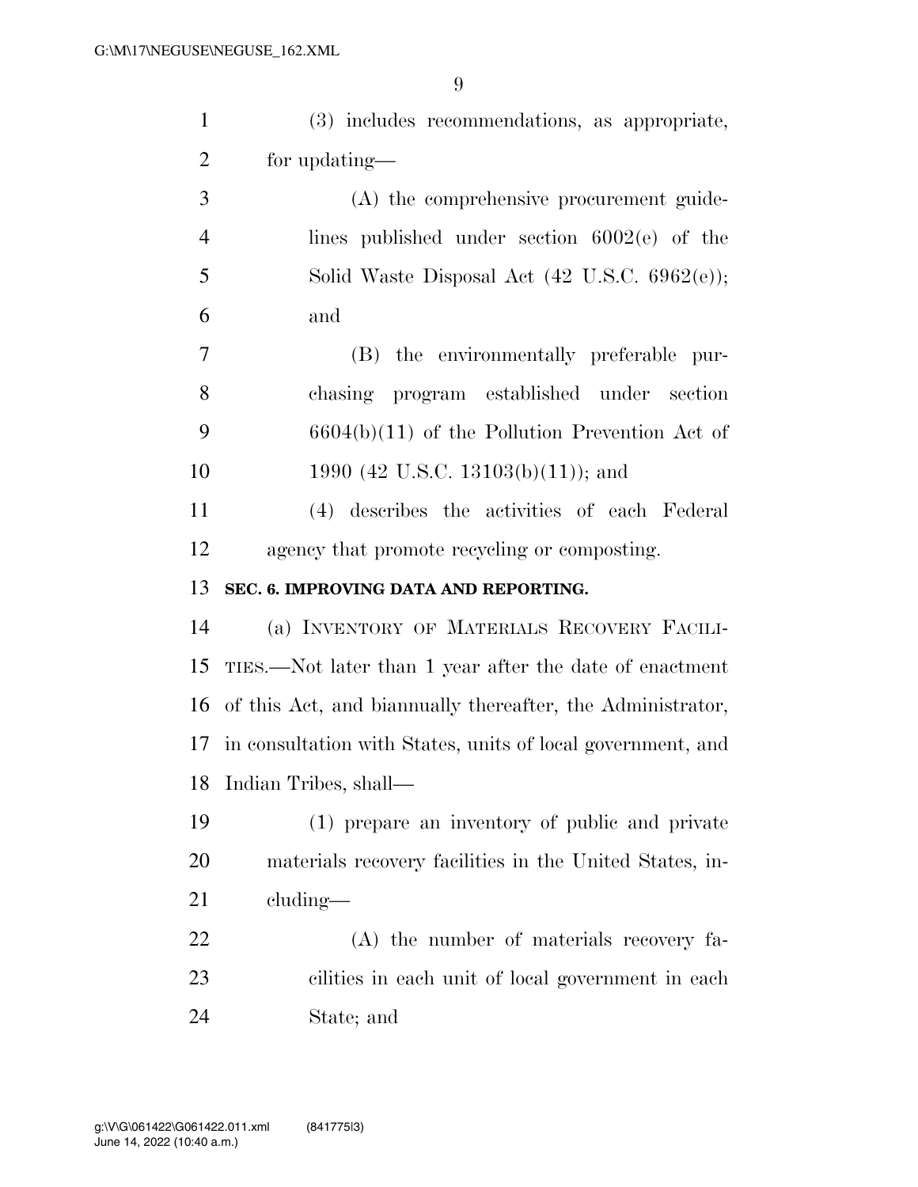(3) includes recommendations, as appropriate, for updating—

(A) the comprehensive procurement guidelines published under section 6002(e) of the Solid Waste Disposal Act (42 U.S.C. 6962(e)); and

(B) the environmentally preferable purchasing program established under section 6604(b)(11) of the Pollution Prevention Act of 1990 (42 U.S.C. 13103(b)(11)); and

(4) describes the activities of each Federal agency that promote recycling or composting.

**SEC. 6. IMPROVING DATA AND REPORTING.**

(a) INVENTORY OF MATERIALS RECOVERY FACILITIES.—Not later than 1 year after the date of enactment of this Act, and biannually thereafter, the Administrator, in consultation with States, units of local government, and Indian Tribes, shall—

(1) prepare an inventory of public and private materials recovery facilities in the United States, including—

(A) the number of materials recovery facilities in each unit of local government in each State; and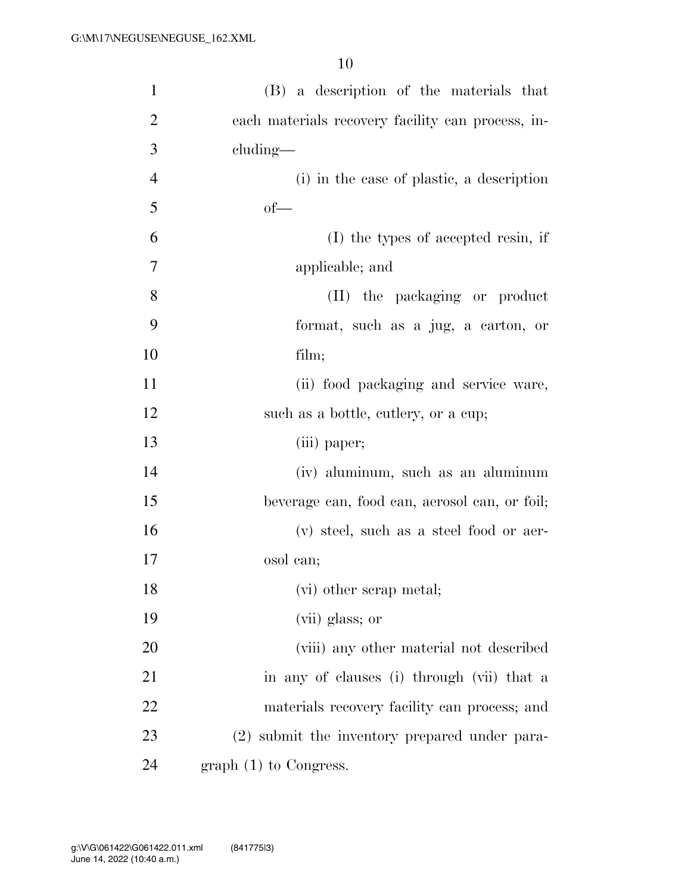(B) a description of the materials that each materials recovery facility can process, including—

(i) in the case of plastic, a description of—

(I) the types of accepted resin, if applicable; and

(II) the packaging or product format, such as a jug, a carton, or film;

(ii) food packaging and service ware, such as a bottle, cutlery, or a cup;

(iii) paper;

(iv) aluminum, such as an aluminum beverage can, food can, aerosol can, or foil;

(v) steel, such as a steel food or aerosol can;

(vi) other scrap metal;

(vii) glass; or

(viii) any other material not described in any of clauses (i) through (vii) that a materials recovery facility can process; and

(2) submit the inventory prepared under paragraph (1) to Congress.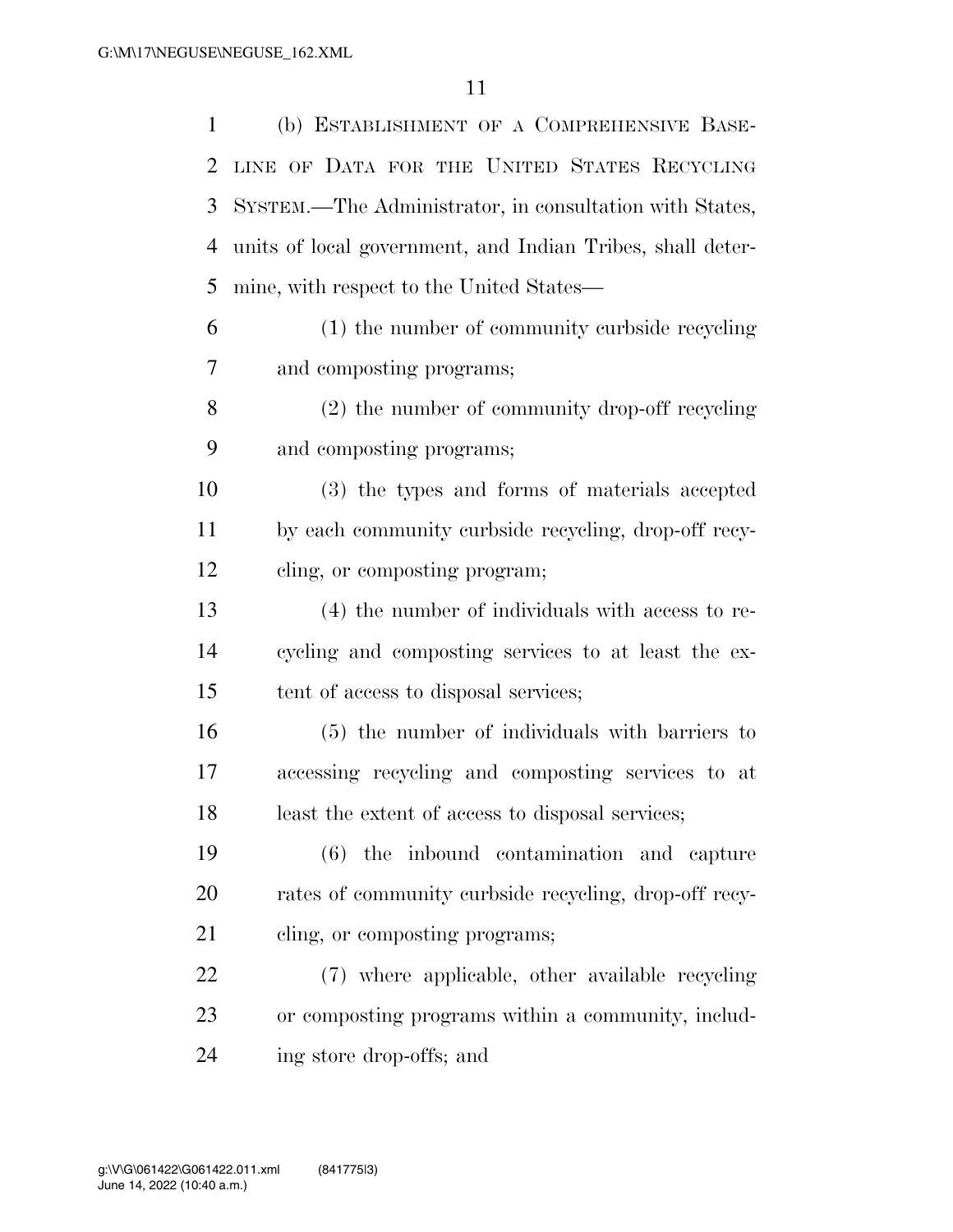(b) ESTABLISHMENT OF A COMPREHENSIVE BASELINE OF DATA FOR THE UNITED STATES RECYCLING SYSTEM.—The Administrator, in consultation with States, units of local government, and Indian Tribes, shall determine, with respect to the United States—

(1) the number of community curbside recycling and composting programs;

(2) the number of community drop-off recycling and composting programs;

(3) the types and forms of materials accepted by each community curbside recycling, drop-off recycling, or composting program;

(4) the number of individuals with access to recycling and composting services to at least the extent of access to disposal services;

(5) the number of individuals with barriers to accessing recycling and composting services to at least the extent of access to disposal services;

(6) the inbound contamination and capture rates of community curbside recycling, drop-off recycling, or composting programs;

(7) where applicable, other available recycling or composting programs within a community, including store drop-offs; and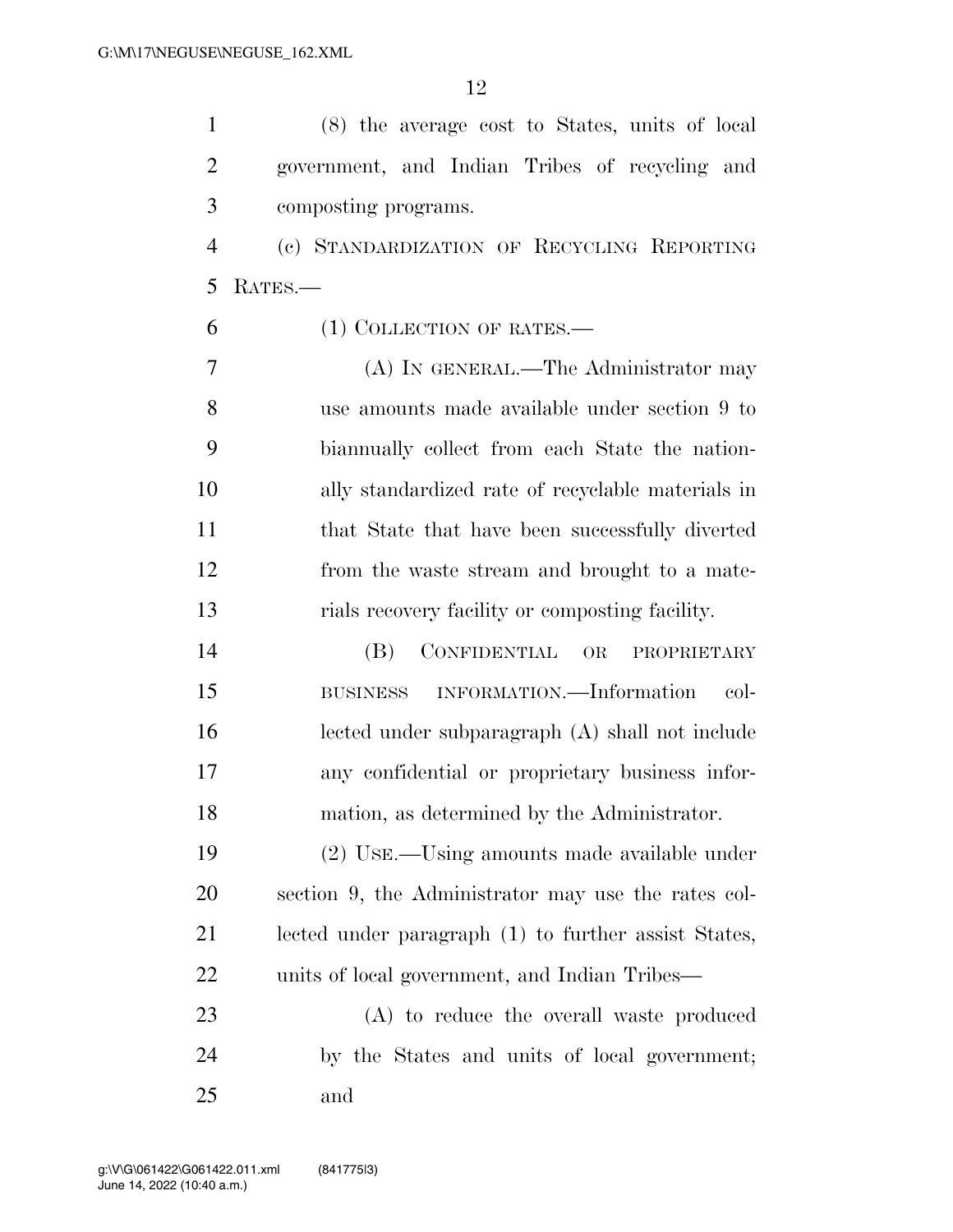(8) the average cost to States, units of local government, and Indian Tribes of recycling and composting programs.

(c) STANDARDIZATION OF RECYCLING REPORTING RATES.—

(1) COLLECTION OF RATES.—

(A) IN GENERAL.—The Administrator may use amounts made available under section 9 to biannually collect from each State the nationally standardized rate of recyclable materials in that State that have been successfully diverted from the waste stream and brought to a materials recovery facility or composting facility.

(B) CONFIDENTIAL OR PROPRIETARY BUSINESS INFORMATION.—Information collected under subparagraph (A) shall not include any confidential or proprietary business information, as determined by the Administrator.

(2) USE.—Using amounts made available under section 9, the Administrator may use the rates collected under paragraph (1) to further assist States, units of local government, and Indian Tribes—

(A) to reduce the overall waste produced by the States and units of local government; and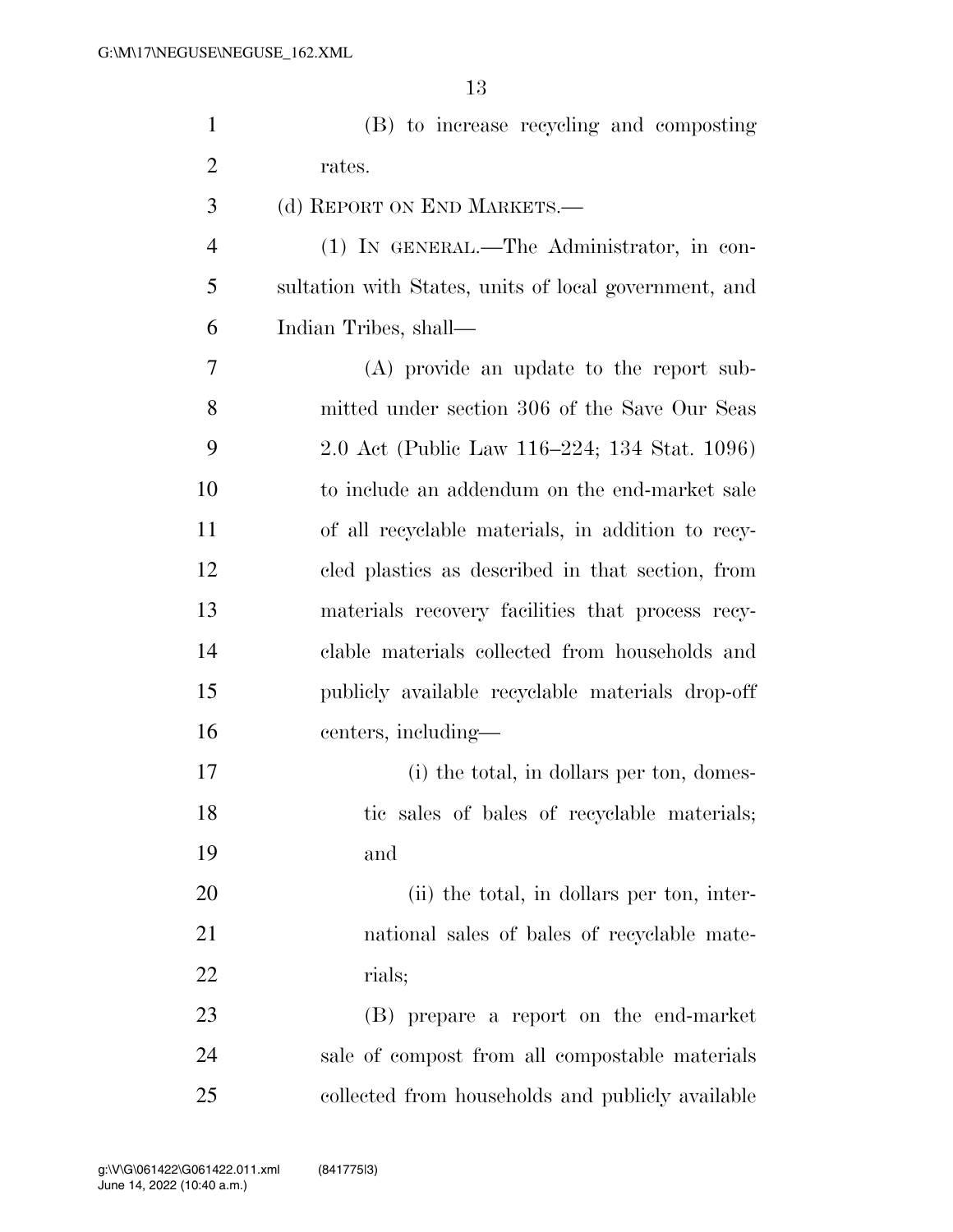(B) to increase recycling and composting rates.

(d) REPORT ON END MARKETS.—

(1) IN GENERAL.—The Administrator, in consultation with States, units of local government, and Indian Tribes, shall—

(A) provide an update to the report submitted under section 306 of the Save Our Seas 2.0 Act (Public Law 116–224; 134 Stat. 1096) to include an addendum on the end-market sale of all recyclable materials, in addition to recycled plastics as described in that section, from materials recovery facilities that process recyclable materials collected from households and publicly available recyclable materials drop-off centers, including—

(i) the total, in dollars per ton, domestic sales of bales of recyclable materials; and

(ii) the total, in dollars per ton, international sales of bales of recyclable materials;

(B) prepare a report on the end-market sale of compost from all compostable materials collected from households and publicly available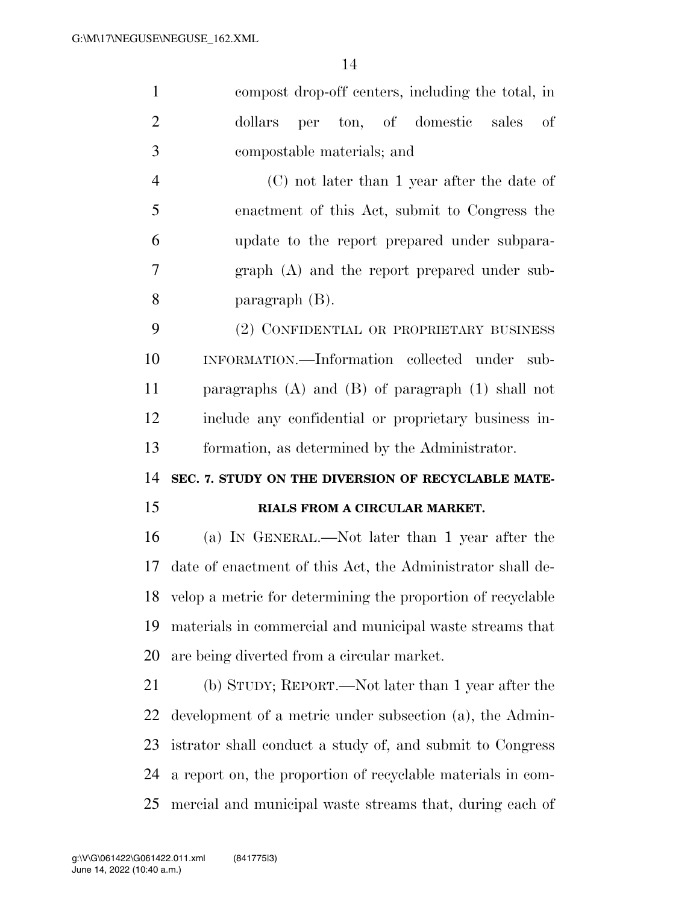compost drop-off centers, including the total, in dollars per ton, of domestic sales of compostable materials; and

(C) not later than 1 year after the date of enactment of this Act, submit to Congress the update to the report prepared under subparagraph (A) and the report prepared under subparagraph (B).

(2) CONFIDENTIAL OR PROPRIETARY BUSINESS INFORMATION.—Information collected under subparagraphs (A) and (B) of paragraph (1) shall not include any confidential or proprietary business information, as determined by the Administrator.

**SEC. 7. STUDY ON THE DIVERSION OF RECYCLABLE MATERIALS FROM A CIRCULAR MARKET.**

(a) IN GENERAL.—Not later than 1 year after the date of enactment of this Act, the Administrator shall develop a metric for determining the proportion of recyclable materials in commercial and municipal waste streams that are being diverted from a circular market.

(b) STUDY; REPORT.—Not later than 1 year after the development of a metric under subsection (a), the Administrator shall conduct a study of, and submit to Congress a report on, the proportion of recyclable materials in commercial and municipal waste streams that, during each of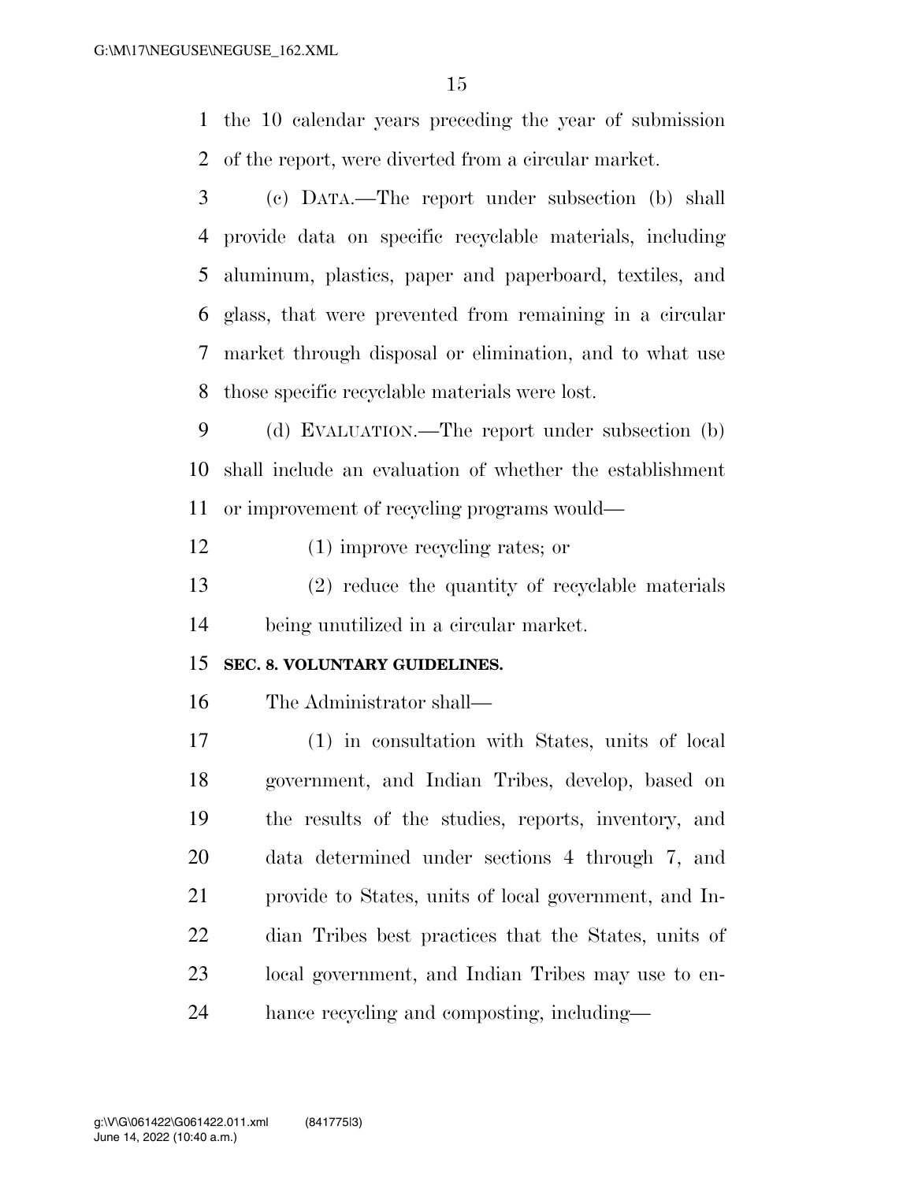the 10 calendar years preceding the year of submission of the report, were diverted from a circular market.

(c) DATA.—The report under subsection (b) shall provide data on specific recyclable materials, including aluminum, plastics, paper and paperboard, textiles, and glass, that were prevented from remaining in a circular market through disposal or elimination, and to what use those specific recyclable materials were lost.

(d) EVALUATION.—The report under subsection (b) shall include an evaluation of whether the establishment or improvement of recycling programs would—

(1) improve recycling rates; or

(2) reduce the quantity of recyclable materials being unutilized in a circular market.

**SEC. 8. VOLUNTARY GUIDELINES.**

The Administrator shall—

(1) in consultation with States, units of local government, and Indian Tribes, develop, based on the results of the studies, reports, inventory, and data determined under sections 4 through 7, and provide to States, units of local government, and Indian Tribes best practices that the States, units of local government, and Indian Tribes may use to enhance recycling and composting, including—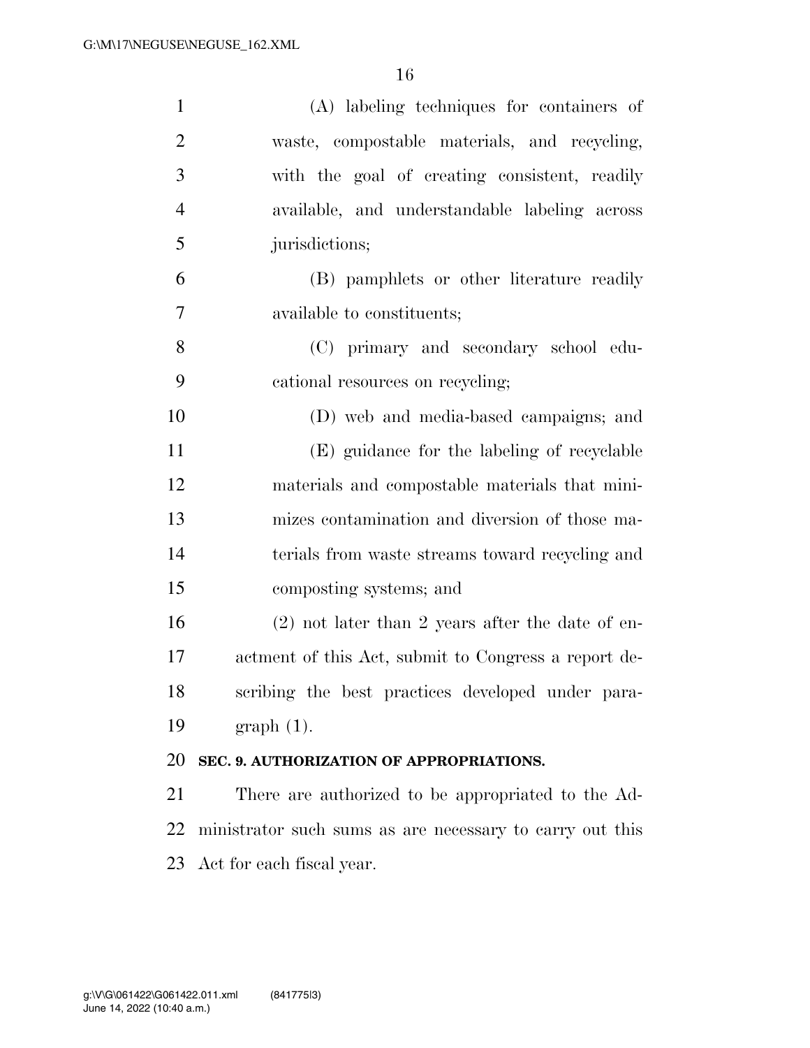(A) labeling techniques for containers of waste, compostable materials, and recycling, with the goal of creating consistent, readily available, and understandable labeling across jurisdictions;

(B) pamphlets or other literature readily available to constituents;

(C) primary and secondary school educational resources on recycling;

(D) web and media-based campaigns; and

(E) guidance for the labeling of recyclable materials and compostable materials that minimizes contamination and diversion of those materials from waste streams toward recycling and composting systems; and

(2) not later than 2 years after the date of enactment of this Act, submit to Congress a report describing the best practices developed under paragraph (1).

## SEC. 9. AUTHORIZATION OF APPROPRIATIONS.

There are authorized to be appropriated to the Administrator such sums as are necessary to carry out this Act for each fiscal year.